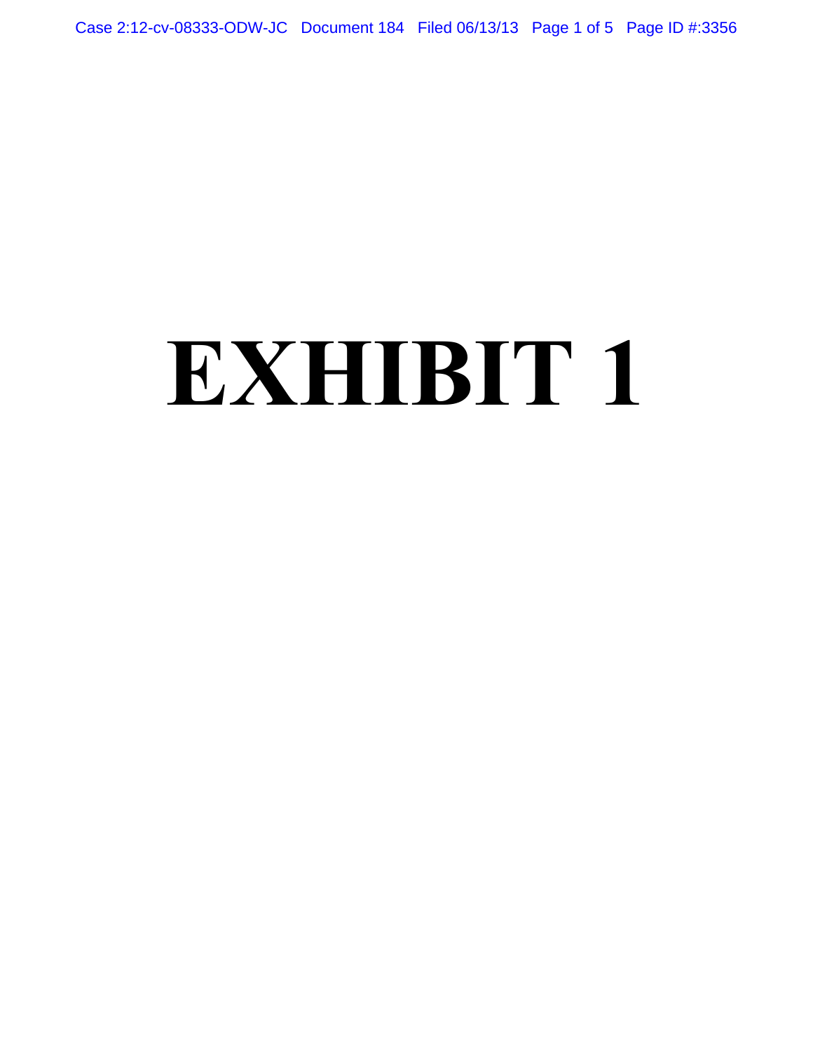# EXHIBIT 1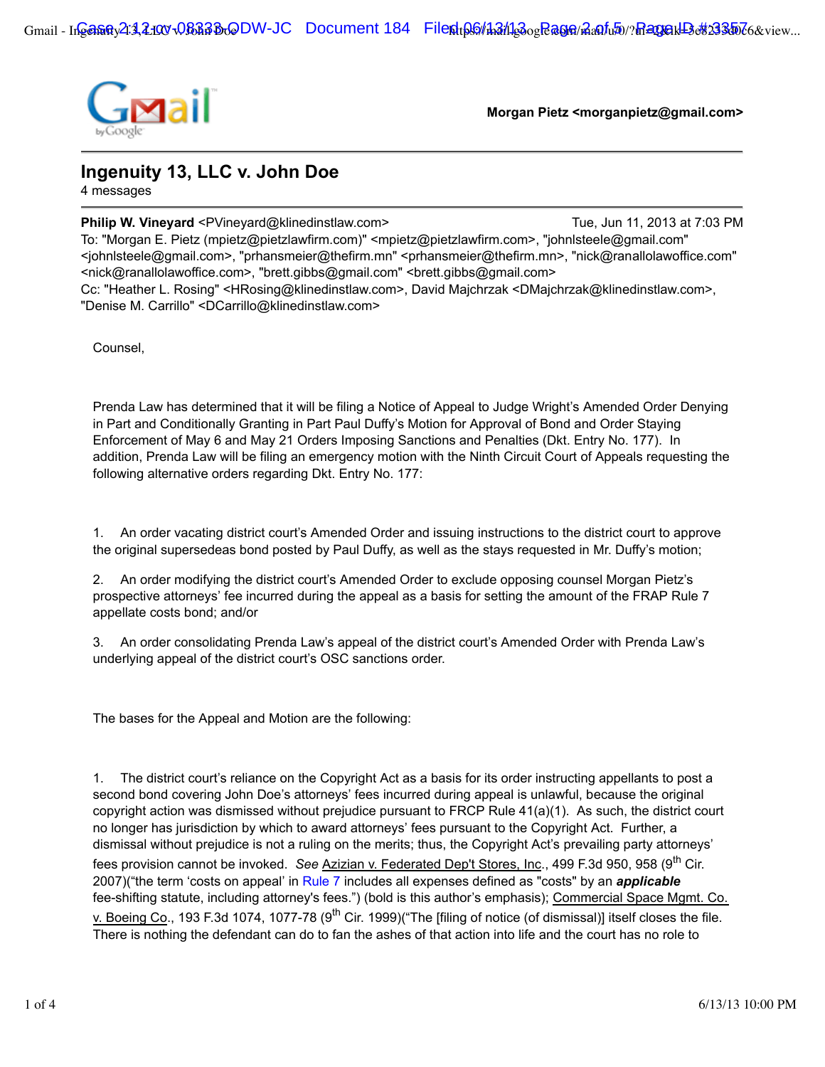Gmail

**Morgan Pietz <morganpietz@gmail.com>**

---

# Ingenuity 13, LLC v. John Doe

4 messages

---

**Philip W. Vineyard** <PVineyard@klinedinstlaw.com> Tue, Jun 11, 2013 at 7:03 PM
To: "Morgan E. Pietz (mpietz@pietzlawfirm.com)" <mpietz@pietzlawfirm.com>, "johnlsteele@gmail.com" <johnlsteele@gmail.com>, "prhansmeier@thefirm.mn" <prhansmeier@thefirm.mn>, "nick@ranallolawoffice.com" <nick@ranallolawoffice.com>, "brett.gibbs@gmail.com" <brett.gibbs@gmail.com>
Cc: "Heather L. Rosing" <HRosing@klinedinstlaw.com>, David Majchrzak <DMajchrzak@klinedinstlaw.com>, "Denise M. Carrillo" <DCarrillo@klinedinstlaw.com>

Counsel,

Prenda Law has determined that it will be filing a Notice of Appeal to Judge Wright's Amended Order Denying in Part and Conditionally Granting in Part Paul Duffy's Motion for Approval of Bond and Order Staying Enforcement of May 6 and May 21 Orders Imposing Sanctions and Penalties (Dkt. Entry No. 177). In addition, Prenda Law will be filing an emergency motion with the Ninth Circuit Court of Appeals requesting the following alternative orders regarding Dkt. Entry No. 177:

1. An order vacating district court's Amended Order and issuing instructions to the district court to approve the original supersedeas bond posted by Paul Duffy, as well as the stays requested in Mr. Duffy's motion;

2. An order modifying the district court's Amended Order to exclude opposing counsel Morgan Pietz's prospective attorneys' fee incurred during the appeal as a basis for setting the amount of the FRAP Rule 7 appellate costs bond; and/or

3. An order consolidating Prenda Law's appeal of the district court's Amended Order with Prenda Law's underlying appeal of the district court's OSC sanctions order.

The bases for the Appeal and Motion are the following:

1. The district court's reliance on the Copyright Act as a basis for its order instructing appellants to post a second bond covering John Doe's attorneys' fees incurred during appeal is unlawful, because the original copyright action was dismissed without prejudice pursuant to FRCP Rule 41(a)(1). As such, the district court no longer has jurisdiction by which to award attorneys' fees pursuant to the Copyright Act. Further, a dismissal without prejudice is not a ruling on the merits; thus, the Copyright Act's prevailing party attorneys' fees provision cannot be invoked. *See* Azizian v. Federated Dep't Stores, Inc., 499 F.3d 950, 958 (9th Cir. 2007)("the term 'costs on appeal' in Rule 7 includes all expenses defined as "costs" by an ***applicable*** fee-shifting statute, including attorney's fees.") (bold is this author's emphasis); Commercial Space Mgmt. Co. v. Boeing Co., 193 F.3d 1074, 1077-78 (9th Cir. 1999)("The [filing of notice (of dismissal)] itself closes the file. There is nothing the defendant can do to fan the ashes of that action into life and the court has no role to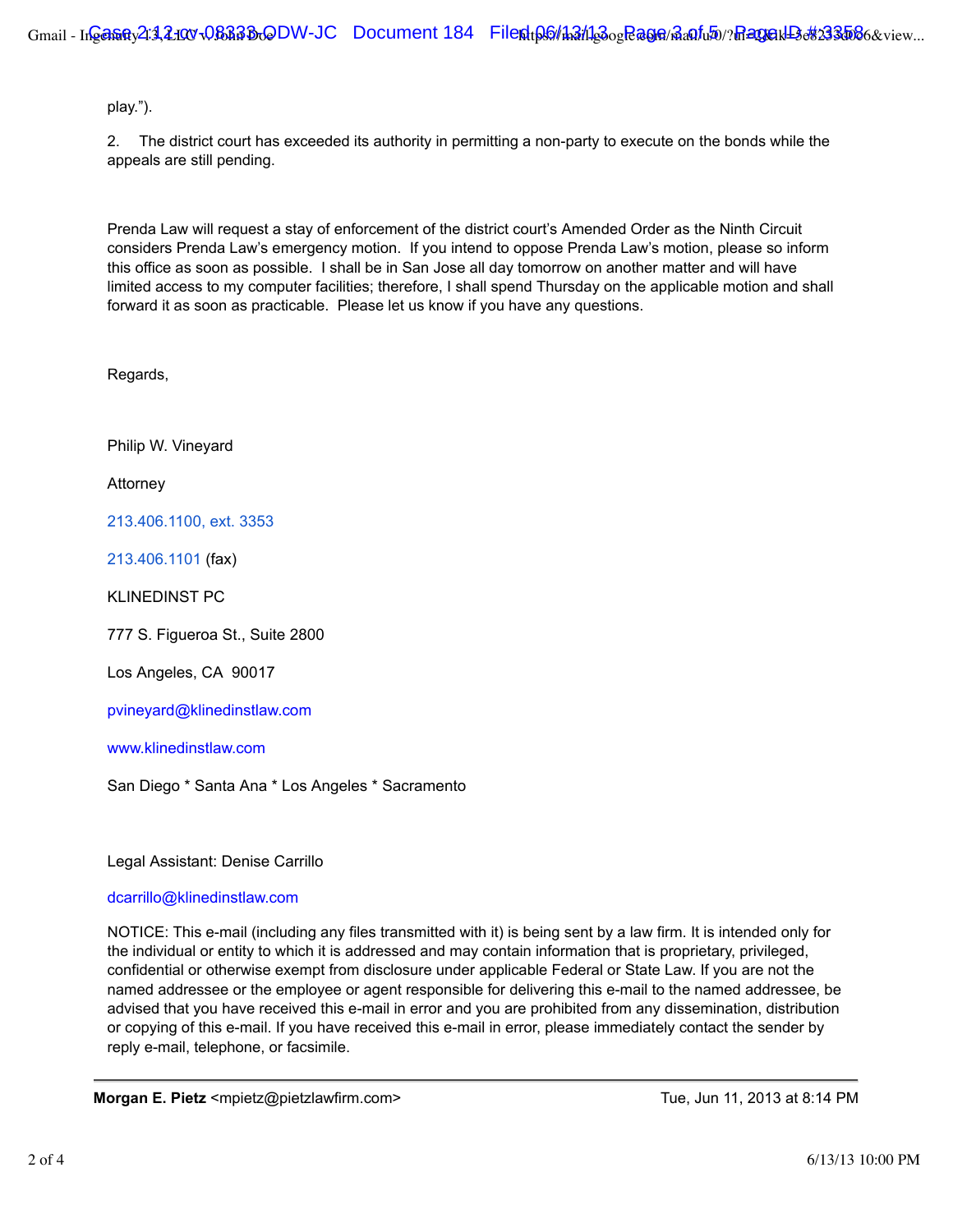play.").

2. The district court has exceeded its authority in permitting a non-party to execute on the bonds while the appeals are still pending.

Prenda Law will request a stay of enforcement of the district court's Amended Order as the Ninth Circuit considers Prenda Law's emergency motion. If you intend to oppose Prenda Law's motion, please so inform this office as soon as possible. I shall be in San Jose all day tomorrow on another matter and will have limited access to my computer facilities; therefore, I shall spend Thursday on the applicable motion and shall forward it as soon as practicable. Please let us know if you have any questions.

Regards,

Philip W. Vineyard

Attorney

213.406.1100, ext. 3353

213.406.1101 (fax)

KLINEDINST PC

777 S. Figueroa St., Suite 2800

Los Angeles, CA 90017

pvineyard@klinedinstlaw.com

www.klinedinstlaw.com

San Diego * Santa Ana * Los Angeles * Sacramento

Legal Assistant: Denise Carrillo

dcarrillo@klinedinstlaw.com

NOTICE: This e-mail (including any files transmitted with it) is being sent by a law firm. It is intended only for the individual or entity to which it is addressed and may contain information that is proprietary, privileged, confidential or otherwise exempt from disclosure under applicable Federal or State Law. If you are not the named addressee or the employee or agent responsible for delivering this e-mail to the named addressee, be advised that you have received this e-mail in error and you are prohibited from any dissemination, distribution or copying of this e-mail. If you have received this e-mail in error, please immediately contact the sender by reply e-mail, telephone, or facsimile.

---

**Morgan E. Pietz** <mpietz@pietzlawfirm.com> Tue, Jun 11, 2013 at 8:14 PM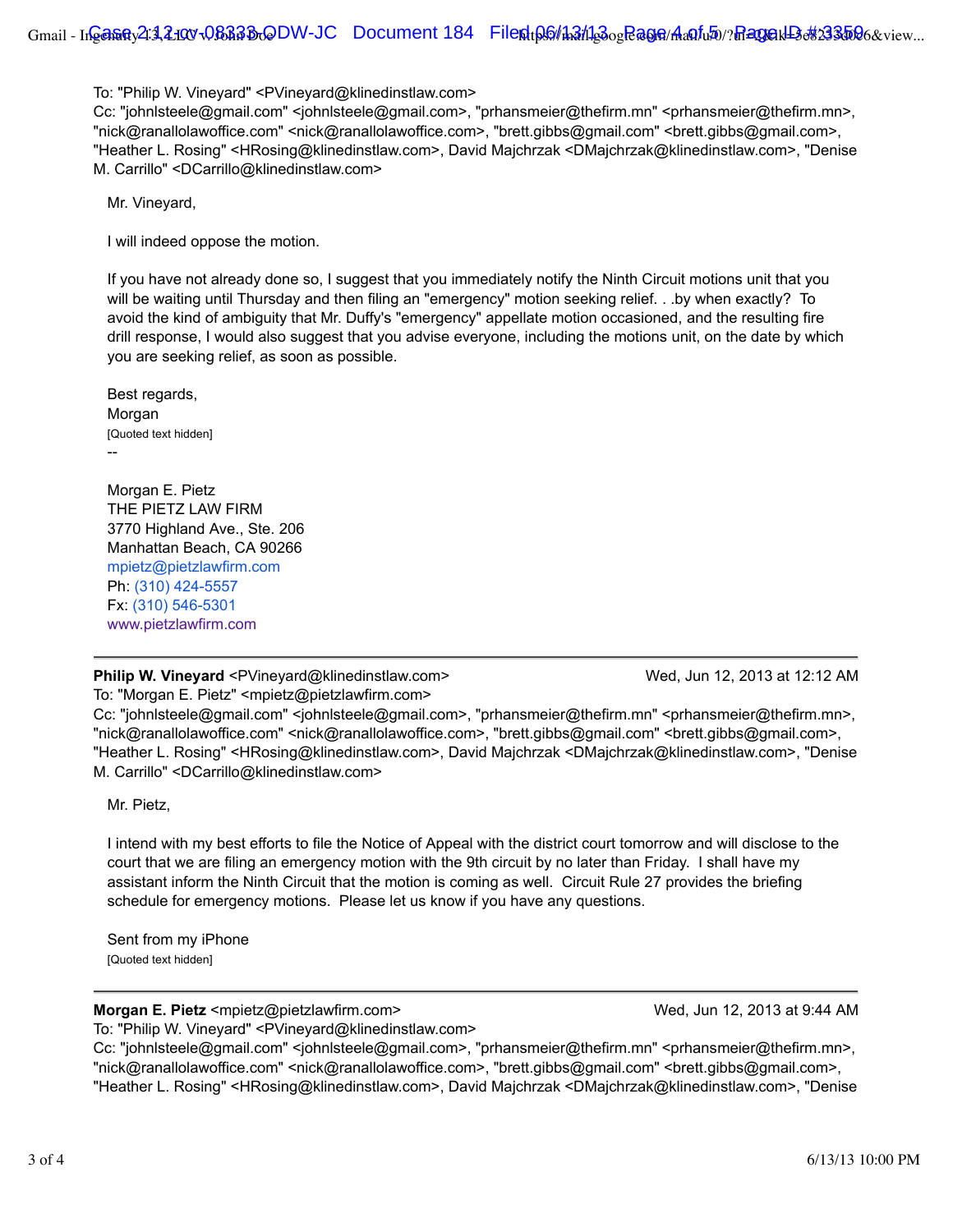To: "Philip W. Vineyard" <PVineyard@klinedinstlaw.com>
Cc: "johnlsteele@gmail.com" <johnlsteele@gmail.com>, "prhansmeier@thefirm.mn" <prhansmeier@thefirm.mn>, "nick@ranallolawoffice.com" <nick@ranallolawoffice.com>, "brett.gibbs@gmail.com" <brett.gibbs@gmail.com>, "Heather L. Rosing" <HRosing@klinedinstlaw.com>, David Majchrzak <DMajchrzak@klinedinstlaw.com>, "Denise M. Carrillo" <DCarrillo@klinedinstlaw.com>

Mr. Vineyard,

I will indeed oppose the motion.

If you have not already done so, I suggest that you immediately notify the Ninth Circuit motions unit that you will be waiting until Thursday and then filing an "emergency" motion seeking relief. . .by when exactly? To avoid the kind of ambiguity that Mr. Duffy's "emergency" appellate motion occasioned, and the resulting fire drill response, I would also suggest that you advise everyone, including the motions unit, on the date by which you are seeking relief, as soon as possible.

Best regards,
Morgan
[Quoted text hidden]
--

Morgan E. Pietz
THE PIETZ LAW FIRM
3770 Highland Ave., Ste. 206
Manhattan Beach, CA 90266
mpietz@pietzlawfirm.com
Ph: (310) 424-5557
Fx: (310) 546-5301
www.pietzlawfirm.com

---

**Philip W. Vineyard** <PVineyard@klinedinstlaw.com> Wed, Jun 12, 2013 at 12:12 AM
To: "Morgan E. Pietz" <mpietz@pietzlawfirm.com>
Cc: "johnlsteele@gmail.com" <johnlsteele@gmail.com>, "prhansmeier@thefirm.mn" <prhansmeier@thefirm.mn>, "nick@ranallolawoffice.com" <nick@ranallolawoffice.com>, "brett.gibbs@gmail.com" <brett.gibbs@gmail.com>, "Heather L. Rosing" <HRosing@klinedinstlaw.com>, David Majchrzak <DMajchrzak@klinedinstlaw.com>, "Denise M. Carrillo" <DCarrillo@klinedinstlaw.com>

Mr. Pietz,

I intend with my best efforts to file the Notice of Appeal with the district court tomorrow and will disclose to the court that we are filing an emergency motion with the 9th circuit by no later than Friday. I shall have my assistant inform the Ninth Circuit that the motion is coming as well. Circuit Rule 27 provides the briefing schedule for emergency motions. Please let us know if you have any questions.

Sent from my iPhone
[Quoted text hidden]

---

**Morgan E. Pietz** <mpietz@pietzlawfirm.com> Wed, Jun 12, 2013 at 9:44 AM
To: "Philip W. Vineyard" <PVineyard@klinedinstlaw.com>
Cc: "johnlsteele@gmail.com" <johnlsteele@gmail.com>, "prhansmeier@thefirm.mn" <prhansmeier@thefirm.mn>, "nick@ranallolawoffice.com" <nick@ranallolawoffice.com>, "brett.gibbs@gmail.com" <brett.gibbs@gmail.com>, "Heather L. Rosing" <HRosing@klinedinstlaw.com>, David Majchrzak <DMajchrzak@klinedinstlaw.com>, "Denise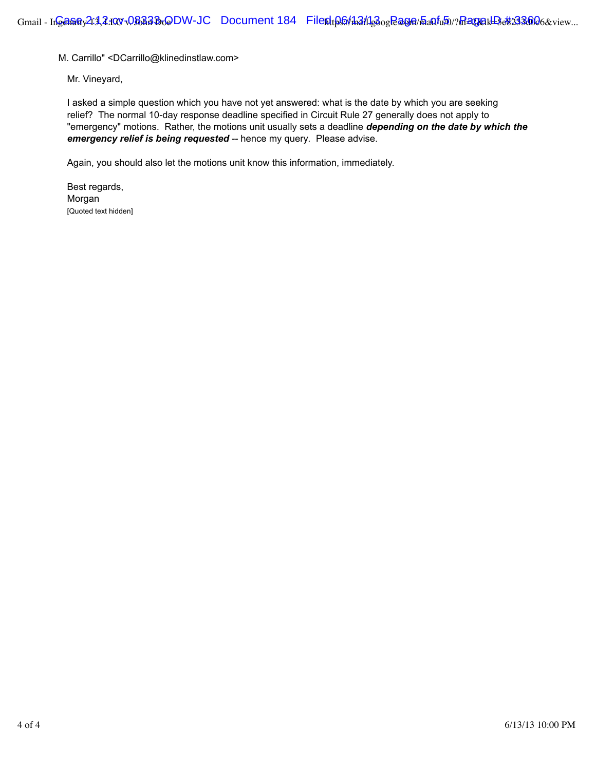M. Carrillo" <DCarrillo@klinedinstlaw.com>

Mr. Vineyard,

I asked a simple question which you have not yet answered: what is the date by which you are seeking relief? The normal 10-day response deadline specified in Circuit Rule 27 generally does not apply to "emergency" motions. Rather, the motions unit usually sets a deadline ***depending on the date by which the emergency relief is being requested*** -- hence my query. Please advise.

Again, you should also let the motions unit know this information, immediately.

Best regards,
Morgan
[Quoted text hidden]